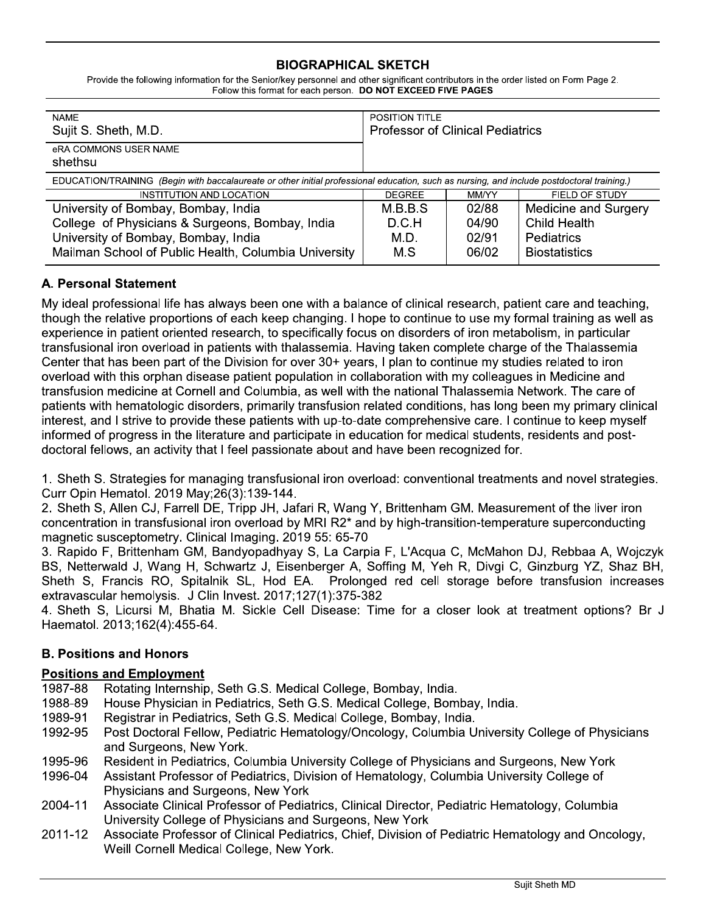# BIOGRAPHICAL SKETCH

Provide the following information for the Senior/key personnel and other significant contributors in the order listed on Form Page 2.
Follow this format for each person. **DO NOT EXCEED FIVE PAGES**

| NAME | POSITION TITLE |
| --- | --- |
| Sujit S. Sheth, M.D. | Professor of Clinical Pediatrics |
| eRA COMMONS USER NAME<br>shethsu | |

EDUCATION/TRAINING *(Begin with baccalaureate or other initial professional education, such as nursing, and include postdoctoral training.)*

| INSTITUTION AND LOCATION | DEGREE | MM/YY | FIELD OF STUDY |
| --- | --- | --- | --- |
| University of Bombay, Bombay, India | M.B.B.S | 02/88 | Medicine and Surgery |
| College of Physicians & Surgeons, Bombay, India | D.C.H | 04/90 | Child Health |
| University of Bombay, Bombay, India | M.D. | 02/91 | Pediatrics |
| Mailman School of Public Health, Columbia University | M.S | 06/02 | Biostatistics |

## A. Personal Statement

My ideal professional life has always been one with a balance of clinical research, patient care and teaching, though the relative proportions of each keep changing. I hope to continue to use my formal training as well as experience in patient oriented research, to specifically focus on disorders of iron metabolism, in particular transfusional iron overload in patients with thalassemia. Having taken complete charge of the Thalassemia Center that has been part of the Division for over 30+ years, I plan to continue my studies related to iron overload with this orphan disease patient population in collaboration with my colleagues in Medicine and transfusion medicine at Cornell and Columbia, as well with the national Thalassemia Network. The care of patients with hematologic disorders, primarily transfusion related conditions, has long been my primary clinical interest, and I strive to provide these patients with up-to-date comprehensive care. I continue to keep myself informed of progress in the literature and participate in education for medical students, residents and post-doctoral fellows, an activity that I feel passionate about and have been recognized for.

1. Sheth S. Strategies for managing transfusional iron overload: conventional treatments and novel strategies. Curr Opin Hematol. 2019 May;26(3):139-144.
2. Sheth S, Allen CJ, Farrell DE, Tripp JH, Jafari R, Wang Y, Brittenham GM. Measurement of the liver iron concentration in transfusional iron overload by MRI R2* and by high-transition-temperature superconducting magnetic susceptometry. Clinical Imaging. 2019 55: 65-70
3. Rapido F, Brittenham GM, Bandyopadhyay S, La Carpia F, L'Acqua C, McMahon DJ, Rebbaa A, Wojczyk BS, Netterwald J, Wang H, Schwartz J, Eisenberger A, Soffing M, Yeh R, Divgi C, Ginzburg YZ, Shaz BH, Sheth S, Francis RO, Spitalnik SL, Hod EA. Prolonged red cell storage before transfusion increases extravascular hemolysis. J Clin Invest. 2017;127(1):375-382
4. Sheth S, Licursi M, Bhatia M. Sickle Cell Disease: Time for a closer look at treatment options? Br J Haematol. 2013;162(4):455-64.

## B. Positions and Honors

### Positions and Employment

- 1987-88 Rotating Internship, Seth G.S. Medical College, Bombay, India.
- 1988-89 House Physician in Pediatrics, Seth G.S. Medical College, Bombay, India.
- 1989-91 Registrar in Pediatrics, Seth G.S. Medical College, Bombay, India.
- 1992-95 Post Doctoral Fellow, Pediatric Hematology/Oncology, Columbia University College of Physicians and Surgeons, New York.
- 1995-96 Resident in Pediatrics, Columbia University College of Physicians and Surgeons, New York
- 1996-04 Assistant Professor of Pediatrics, Division of Hematology, Columbia University College of Physicians and Surgeons, New York
- 2004-11 Associate Clinical Professor of Pediatrics, Clinical Director, Pediatric Hematology, Columbia University College of Physicians and Surgeons, New York
- 2011-12 Associate Professor of Clinical Pediatrics, Chief, Division of Pediatric Hematology and Oncology, Weill Cornell Medical College, New York.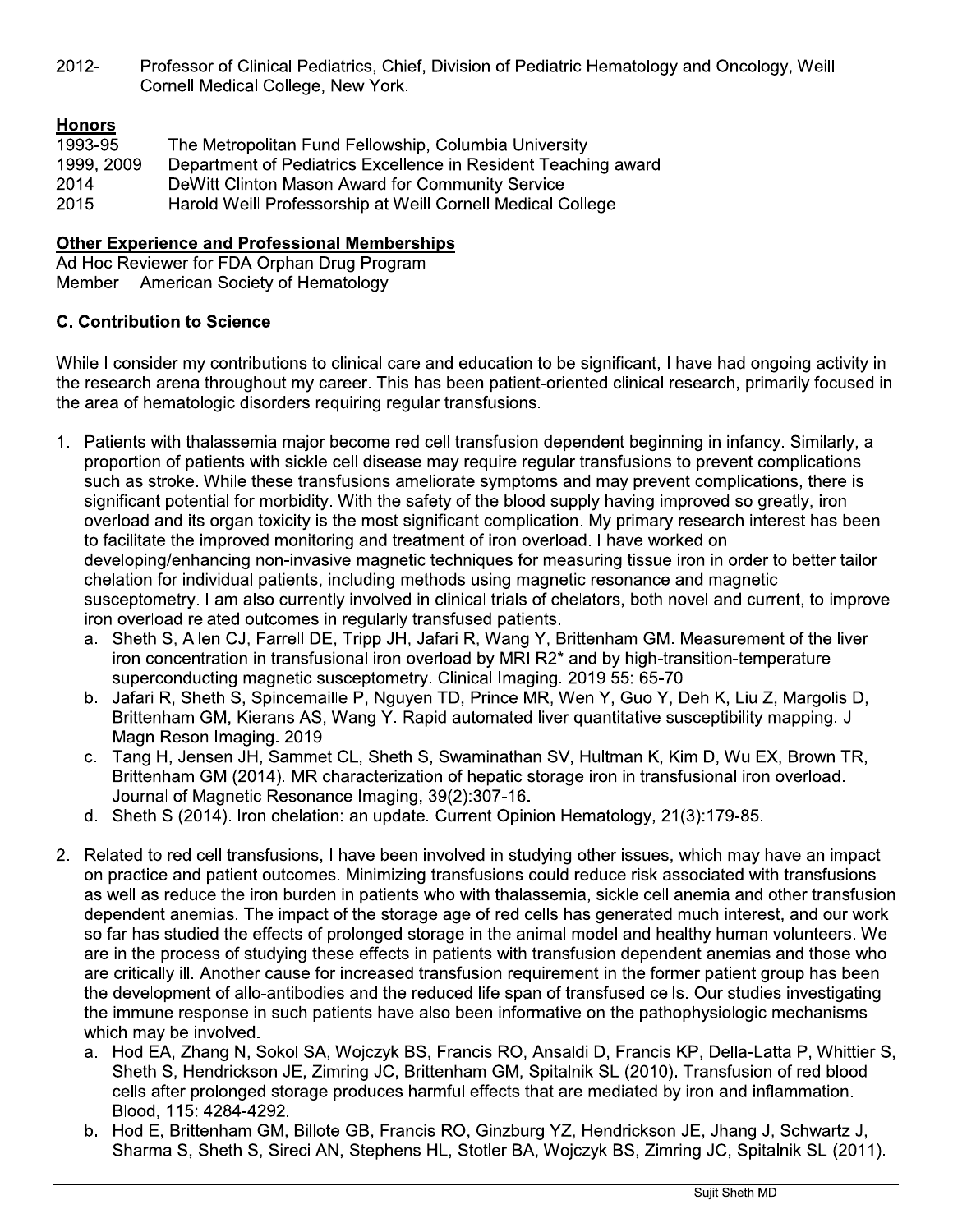2012- Professor of Clinical Pediatrics, Chief, Division of Pediatric Hematology and Oncology, Weill Cornell Medical College, New York.

**Honors**

1993-95 The Metropolitan Fund Fellowship, Columbia University
1999, 2009 Department of Pediatrics Excellence in Resident Teaching award
2014 DeWitt Clinton Mason Award for Community Service
2015 Harold Weill Professorship at Weill Cornell Medical College

**Other Experience and Professional Memberships**

Ad Hoc Reviewer for FDA Orphan Drug Program
Member American Society of Hematology

### C. Contribution to Science

While I consider my contributions to clinical care and education to be significant, I have had ongoing activity in the research arena throughout my career. This has been patient-oriented clinical research, primarily focused in the area of hematologic disorders requiring regular transfusions.

1. Patients with thalassemia major become red cell transfusion dependent beginning in infancy. Similarly, a proportion of patients with sickle cell disease may require regular transfusions to prevent complications such as stroke. While these transfusions ameliorate symptoms and may prevent complications, there is significant potential for morbidity. With the safety of the blood supply having improved so greatly, iron overload and its organ toxicity is the most significant complication. My primary research interest has been to facilitate the improved monitoring and treatment of iron overload. I have worked on developing/enhancing non-invasive magnetic techniques for measuring tissue iron in order to better tailor chelation for individual patients, including methods using magnetic resonance and magnetic susceptometry. I am also currently involved in clinical trials of chelators, both novel and current, to improve iron overload related outcomes in regularly transfused patients.
   a. Sheth S, Allen CJ, Farrell DE, Tripp JH, Jafari R, Wang Y, Brittenham GM. Measurement of the liver iron concentration in transfusional iron overload by MRI R2* and by high-transition-temperature superconducting magnetic susceptometry. Clinical Imaging. 2019 55: 65-70
   b. Jafari R, Sheth S, Spincemaille P, Nguyen TD, Prince MR, Wen Y, Guo Y, Deh K, Liu Z, Margolis D, Brittenham GM, Kierans AS, Wang Y. Rapid automated liver quantitative susceptibility mapping. J Magn Reson Imaging. 2019
   c. Tang H, Jensen JH, Sammet CL, Sheth S, Swaminathan SV, Hultman K, Kim D, Wu EX, Brown TR, Brittenham GM (2014). MR characterization of hepatic storage iron in transfusional iron overload. Journal of Magnetic Resonance Imaging, 39(2):307-16.
   d. Sheth S (2014). Iron chelation: an update. Current Opinion Hematology, 21(3):179-85.

2. Related to red cell transfusions, I have been involved in studying other issues, which may have an impact on practice and patient outcomes. Minimizing transfusions could reduce risk associated with transfusions as well as reduce the iron burden in patients who with thalassemia, sickle cell anemia and other transfusion dependent anemias. The impact of the storage age of red cells has generated much interest, and our work so far has studied the effects of prolonged storage in the animal model and healthy human volunteers. We are in the process of studying these effects in patients with transfusion dependent anemias and those who are critically ill. Another cause for increased transfusion requirement in the former patient group has been the development of allo-antibodies and the reduced life span of transfused cells. Our studies investigating the immune response in such patients have also been informative on the pathophysiologic mechanisms which may be involved.
   a. Hod EA, Zhang N, Sokol SA, Wojczyk BS, Francis RO, Ansaldi D, Francis KP, Della-Latta P, Whittier S, Sheth S, Hendrickson JE, Zimring JC, Brittenham GM, Spitalnik SL (2010). Transfusion of red blood cells after prolonged storage produces harmful effects that are mediated by iron and inflammation. Blood, 115: 4284-4292.
   b. Hod E, Brittenham GM, Billote GB, Francis RO, Ginzburg YZ, Hendrickson JE, Jhang J, Schwartz J, Sharma S, Sheth S, Sireci AN, Stephens HL, Stotler BA, Wojczyk BS, Zimring JC, Spitalnik SL (2011).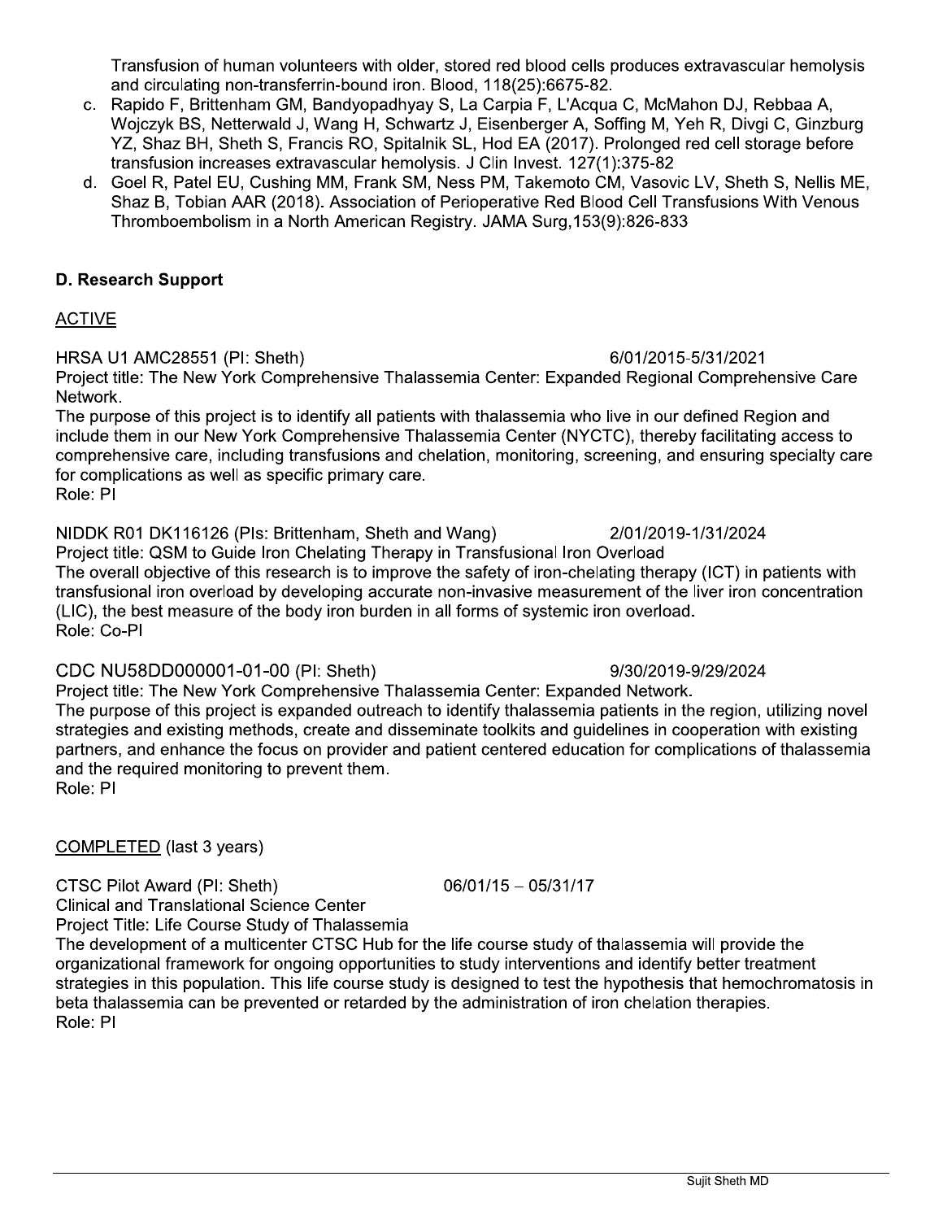Transfusion of human volunteers with older, stored red blood cells produces extravascular hemolysis and circulating non-transferrin-bound iron. Blood, 118(25):6675-82.

c. Rapido F, Brittenham GM, Bandyopadhyay S, La Carpia F, L'Acqua C, McMahon DJ, Rebbaa A, Wojczyk BS, Netterwald J, Wang H, Schwartz J, Eisenberger A, Soffing M, Yeh R, Divgi C, Ginzburg YZ, Shaz BH, Sheth S, Francis RO, Spitalnik SL, Hod EA (2017). Prolonged red cell storage before transfusion increases extravascular hemolysis. J Clin Invest. 127(1):375-82
d. Goel R, Patel EU, Cushing MM, Frank SM, Ness PM, Takemoto CM, Vasovic LV, Sheth S, Nellis ME, Shaz B, Tobian AAR (2018). Association of Perioperative Red Blood Cell Transfusions With Venous Thromboembolism in a North American Registry. JAMA Surg,153(9):826-833

## D. Research Support

ACTIVE

HRSA U1 AMC28551 (PI: Sheth) 6/01/2015-5/31/2021

Project title: The New York Comprehensive Thalassemia Center: Expanded Regional Comprehensive Care Network.

The purpose of this project is to identify all patients with thalassemia who live in our defined Region and include them in our New York Comprehensive Thalassemia Center (NYCTC), thereby facilitating access to comprehensive care, including transfusions and chelation, monitoring, screening, and ensuring specialty care for complications as well as specific primary care.

Role: PI

NIDDK R01 DK116126 (PIs: Brittenham, Sheth and Wang) 2/01/2019-1/31/2024

Project title: QSM to Guide Iron Chelating Therapy in Transfusional Iron Overload

The overall objective of this research is to improve the safety of iron-chelating therapy (ICT) in patients with transfusional iron overload by developing accurate non-invasive measurement of the liver iron concentration (LIC), the best measure of the body iron burden in all forms of systemic iron overload.

Role: Co-PI

CDC NU58DD000001-01-00 (PI: Sheth) 9/30/2019-9/29/2024

Project title: The New York Comprehensive Thalassemia Center: Expanded Network.

The purpose of this project is expanded outreach to identify thalassemia patients in the region, utilizing novel strategies and existing methods, create and disseminate toolkits and guidelines in cooperation with existing partners, and enhance the focus on provider and patient centered education for complications of thalassemia and the required monitoring to prevent them.

Role: PI

COMPLETED (last 3 years)

CTSC Pilot Award (PI: Sheth) 06/01/15 – 05/31/17

Clinical and Translational Science Center

Project Title: Life Course Study of Thalassemia

The development of a multicenter CTSC Hub for the life course study of thalassemia will provide the organizational framework for ongoing opportunities to study interventions and identify better treatment strategies in this population. This life course study is designed to test the hypothesis that hemochromatosis in beta thalassemia can be prevented or retarded by the administration of iron chelation therapies.

Role: PI